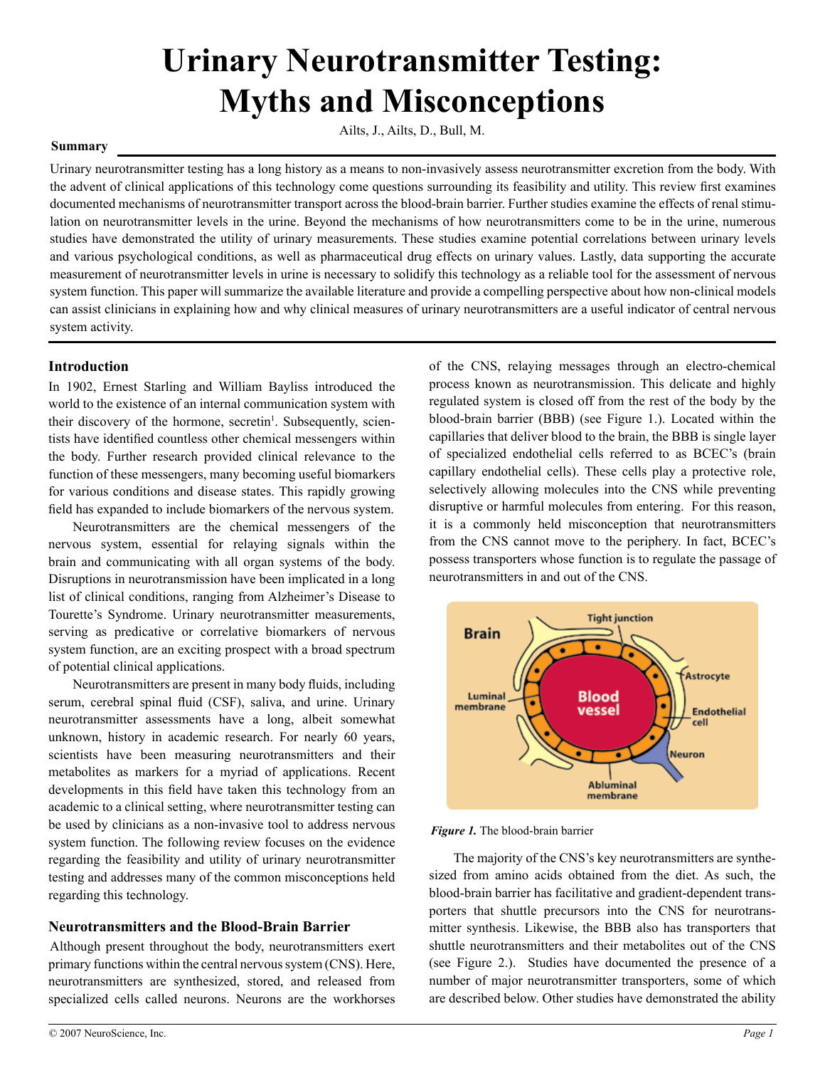# Urinary Neurotransmitter Testing: Myths and Misconceptions

Ailts, J., Ailts, D., Bull, M.

**Summary**

Urinary neurotransmitter testing has a long history as a means to non-invasively assess neurotransmitter excretion from the body. With the advent of clinical applications of this technology come questions surrounding its feasibility and utility. This review first examines documented mechanisms of neurotransmitter transport across the blood-brain barrier. Further studies examine the effects of renal stimulation on neurotransmitter levels in the urine. Beyond the mechanisms of how neurotransmitters come to be in the urine, numerous studies have demonstrated the utility of urinary measurements. These studies examine potential correlations between urinary levels and various psychological conditions, as well as pharmaceutical drug effects on urinary values. Lastly, data supporting the accurate measurement of neurotransmitter levels in urine is necessary to solidify this technology as a reliable tool for the assessment of nervous system function. This paper will summarize the available literature and provide a compelling perspective about how non-clinical models can assist clinicians in explaining how and why clinical measures of urinary neurotransmitters are a useful indicator of central nervous system activity.

## Introduction

In 1902, Ernest Starling and William Bayliss introduced the world to the existence of an internal communication system with their discovery of the hormone, secretin[1]. Subsequently, scientists have identified countless other chemical messengers within the body. Further research provided clinical relevance to the function of these messengers, many becoming useful biomarkers for various conditions and disease states. This rapidly growing field has expanded to include biomarkers of the nervous system.

Neurotransmitters are the chemical messengers of the nervous system, essential for relaying signals within the brain and communicating with all organ systems of the body. Disruptions in neurotransmission have been implicated in a long list of clinical conditions, ranging from Alzheimer's Disease to Tourette's Syndrome. Urinary neurotransmitter measurements, serving as predicative or correlative biomarkers of nervous system function, are an exciting prospect with a broad spectrum of potential clinical applications.

Neurotransmitters are present in many body fluids, including serum, cerebral spinal fluid (CSF), saliva, and urine. Urinary neurotransmitter assessments have a long, albeit somewhat unknown, history in academic research. For nearly 60 years, scientists have been measuring neurotransmitters and their metabolites as markers for a myriad of applications. Recent developments in this field have taken this technology from an academic to a clinical setting, where neurotransmitter testing can be used by clinicians as a non-invasive tool to address nervous system function. The following review focuses on the evidence regarding the feasibility and utility of urinary neurotransmitter testing and addresses many of the common misconceptions held regarding this technology.

## Neurotransmitters and the Blood-Brain Barrier

Although present throughout the body, neurotransmitters exert primary functions within the central nervous system (CNS). Here, neurotransmitters are synthesized, stored, and released from specialized cells called neurons. Neurons are the workhorses of the CNS, relaying messages through an electro-chemical process known as neurotransmission. This delicate and highly regulated system is closed off from the rest of the body by the blood-brain barrier (BBB) (see Figure 1.). Located within the capillaries that deliver blood to the brain, the BBB is single layer of specialized endothelial cells referred to as BCEC's (brain capillary endothelial cells). These cells play a protective role, selectively allowing molecules into the CNS while preventing disruptive or harmful molecules from entering. For this reason, it is a commonly held misconception that neurotransmitters from the CNS cannot move to the periphery. In fact, BCEC's possess transporters whose function is to regulate the passage of neurotransmitters in and out of the CNS.

*Figure 1.* The blood-brain barrier

The majority of the CNS's key neurotransmitters are synthesized from amino acids obtained from the diet. As such, the blood-brain barrier has facilitative and gradient-dependent transporters that shuttle precursors into the CNS for neurotransmitter synthesis. Likewise, the BBB also has transporters that shuttle neurotransmitters and their metabolites out of the CNS (see Figure 2.). Studies have documented the presence of a number of major neurotransmitter transporters, some of which are described below. Other studies have demonstrated the ability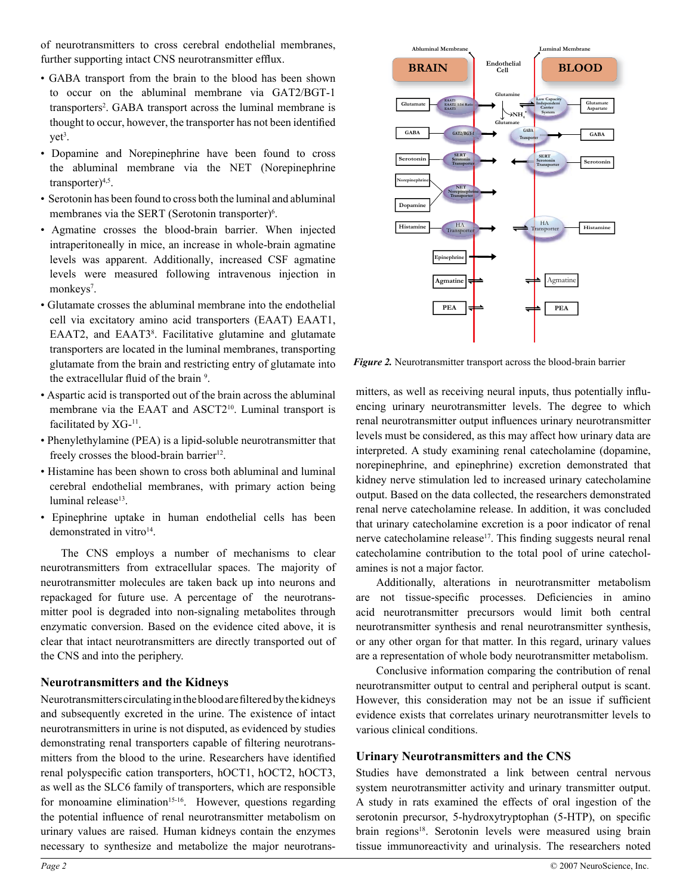of neurotransmitters to cross cerebral endothelial membranes, further supporting intact CNS neurotransmitter efflux.

- GABA transport from the brain to the blood has been shown to occur on the abluminal membrane via GAT2/BGT-1 transporters[2]. GABA transport across the luminal membrane is thought to occur, however, the transporter has not been identified yet[3].
- Dopamine and Norepinephrine have been found to cross the abluminal membrane via the NET (Norepinephrine transporter)[4,5].
- Serotonin has been found to cross both the luminal and abluminal membranes via the SERT (Serotonin transporter)[6].
- Agmatine crosses the blood-brain barrier. When injected intraperitoneally in mice, an increase in whole-brain agmatine levels was apparent. Additionally, increased CSF agmatine levels were measured following intravenous injection in monkeys[7].
- Glutamate crosses the abluminal membrane into the endothelial cell via excitatory amino acid transporters (EAAT) EAAT1, EAAT2, and EAAT3[8]. Facilitative glutamine and glutamate transporters are located in the luminal membranes, transporting glutamate from the brain and restricting entry of glutamate into the extracellular fluid of the brain [9].
- Aspartic acid is transported out of the brain across the abluminal membrane via the EAAT and ASCT2[10]. Luminal transport is facilitated by XG-[11].
- Phenylethylamine (PEA) is a lipid-soluble neurotransmitter that freely crosses the blood-brain barrier[12].
- Histamine has been shown to cross both abluminal and luminal cerebral endothelial membranes, with primary action being luminal release[13].
- Epinephrine uptake in human endothelial cells has been demonstrated in vitro[14].

The CNS employs a number of mechanisms to clear neurotransmitters from extracellular spaces. The majority of neurotransmitter molecules are taken back up into neurons and repackaged for future use. A percentage of the neurotransmitter pool is degraded into non-signaling metabolites through enzymatic conversion. Based on the evidence cited above, it is clear that intact neurotransmitters are directly transported out of the CNS and into the periphery.

## Neurotransmitters and the Kidneys

Neurotransmitters circulating in the blood are filtered by the kidneys and subsequently excreted in the urine. The existence of intact neurotransmitters in urine is not disputed, as evidenced by studies demonstrating renal transporters capable of filtering neurotransmitters from the blood to the urine. Researchers have identified renal polyspecific cation transporters, hOCT1, hOCT2, hOCT3, as well as the SLC6 family of transporters, which are responsible for monoamine elimination[15-16]. However, questions regarding the potential influence of renal neurotransmitter metabolism on urinary values are raised. Human kidneys contain the enzymes necessary to synthesize and metabolize the major neurotransmitters, as well as receiving neural inputs, thus potentially influencing urinary neurotransmitter levels. The degree to which renal neurotransmitter output influences urinary neurotransmitter levels must be considered, as this may affect how urinary data are interpreted. A study examining renal catecholamine (dopamine, norepinephrine, and epinephrine) excretion demonstrated that kidney nerve stimulation led to increased urinary catecholamine output. Based on the data collected, the researchers demonstrated renal nerve catecholamine release. In addition, it was concluded that urinary catecholamine excretion is a poor indicator of renal nerve catecholamine release[17]. This finding suggests neural renal catecholamine contribution to the total pool of urine catecholamines is not a major factor.

Additionally, alterations in neurotransmitter metabolism are not tissue-specific processes. Deficiencies in amino acid neurotransmitter precursors would limit both central neurotransmitter synthesis and renal neurotransmitter synthesis, or any other organ for that matter. In this regard, urinary values are a representation of whole body neurotransmitter metabolism.

Conclusive information comparing the contribution of renal neurotransmitter output to central and peripheral output is scant. However, this consideration may not be an issue if sufficient evidence exists that correlates urinary neurotransmitter levels to various clinical conditions.

***Figure 2.*** Neurotransmitter transport across the blood-brain barrier

## Urinary Neurotransmitters and the CNS

Studies have demonstrated a link between central nervous system neurotransmitter activity and urinary transmitter output. A study in rats examined the effects of oral ingestion of the serotonin precursor, 5-hydroxytryptophan (5-HTP), on specific brain regions[18]. Serotonin levels were measured using brain tissue immunoreactivity and urinalysis. The researchers noted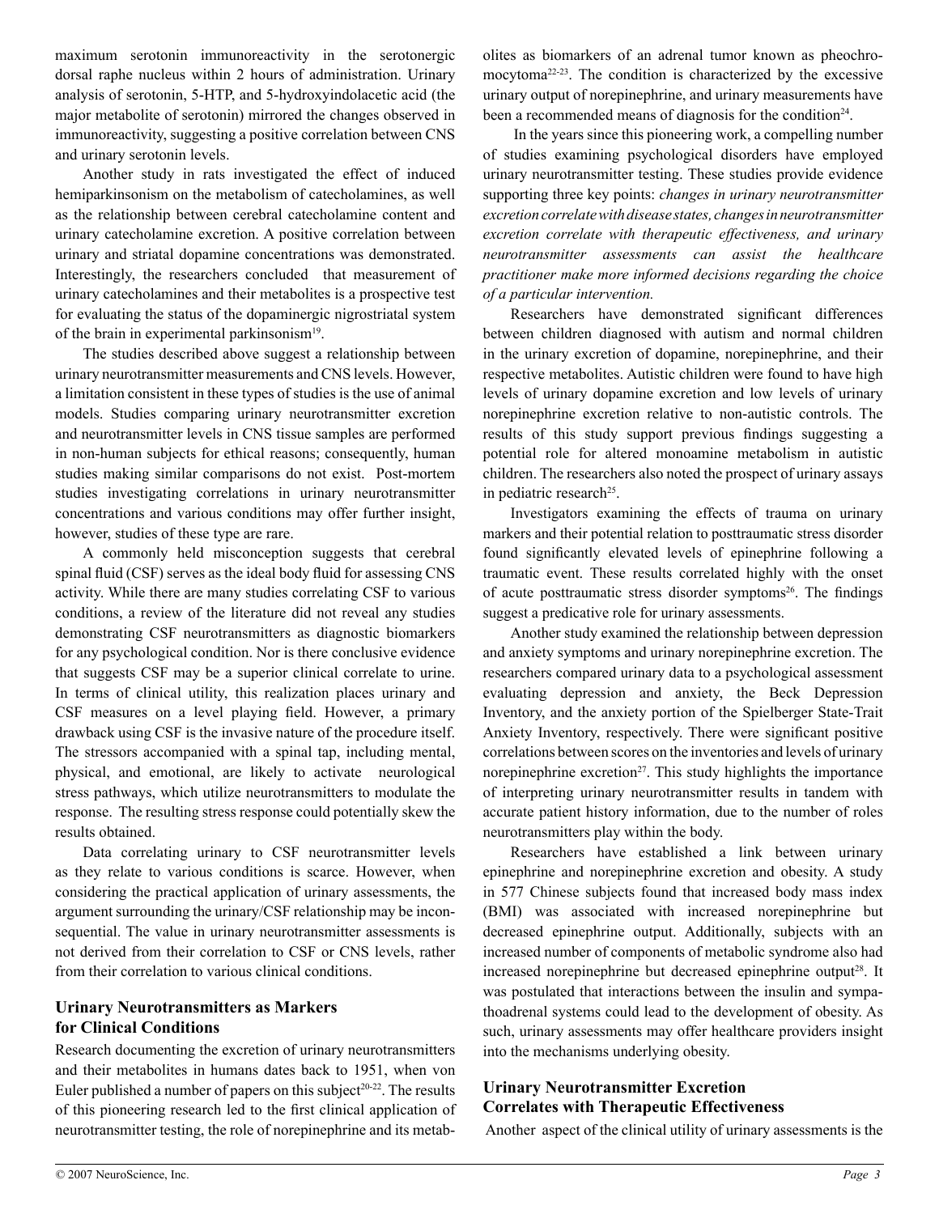maximum serotonin immunoreactivity in the serotonergic dorsal raphe nucleus within 2 hours of administration. Urinary analysis of serotonin, 5-HTP, and 5-hydroxyindolacetic acid (the major metabolite of serotonin) mirrored the changes observed in immunoreactivity, suggesting a positive correlation between CNS and urinary serotonin levels.

Another study in rats investigated the effect of induced hemiparkinsonism on the metabolism of catecholamines, as well as the relationship between cerebral catecholamine content and urinary catecholamine excretion. A positive correlation between urinary and striatal dopamine concentrations was demonstrated. Interestingly, the researchers concluded that measurement of urinary catecholamines and their metabolites is a prospective test for evaluating the status of the dopaminergic nigrostriatal system of the brain in experimental parkinsonism[19].

The studies described above suggest a relationship between urinary neurotransmitter measurements and CNS levels. However, a limitation consistent in these types of studies is the use of animal models. Studies comparing urinary neurotransmitter excretion and neurotransmitter levels in CNS tissue samples are performed in non-human subjects for ethical reasons; consequently, human studies making similar comparisons do not exist. Post-mortem studies investigating correlations in urinary neurotransmitter concentrations and various conditions may offer further insight, however, studies of these type are rare.

A commonly held misconception suggests that cerebral spinal fluid (CSF) serves as the ideal body fluid for assessing CNS activity. While there are many studies correlating CSF to various conditions, a review of the literature did not reveal any studies demonstrating CSF neurotransmitters as diagnostic biomarkers for any psychological condition. Nor is there conclusive evidence that suggests CSF may be a superior clinical correlate to urine. In terms of clinical utility, this realization places urinary and CSF measures on a level playing field. However, a primary drawback using CSF is the invasive nature of the procedure itself. The stressors accompanied with a spinal tap, including mental, physical, and emotional, are likely to activate neurological stress pathways, which utilize neurotransmitters to modulate the response. The resulting stress response could potentially skew the results obtained.

Data correlating urinary to CSF neurotransmitter levels as they relate to various conditions is scarce. However, when considering the practical application of urinary assessments, the argument surrounding the urinary/CSF relationship may be inconsequential. The value in urinary neurotransmitter assessments is not derived from their correlation to CSF or CNS levels, rather from their correlation to various clinical conditions.

## Urinary Neurotransmitters as Markers for Clinical Conditions

Research documenting the excretion of urinary neurotransmitters and their metabolites in humans dates back to 1951, when von Euler published a number of papers on this subject[20-22]. The results of this pioneering research led to the first clinical application of neurotransmitter testing, the role of norepinephrine and its metabolites as biomarkers of an adrenal tumor known as pheochromocytoma[22-23]. The condition is characterized by the excessive urinary output of norepinephrine, and urinary measurements have been a recommended means of diagnosis for the condition[24].

In the years since this pioneering work, a compelling number of studies examining psychological disorders have employed urinary neurotransmitter testing. These studies provide evidence supporting three key points: *changes in urinary neurotransmitter excretion correlate with disease states, changes in neurotransmitter excretion correlate with therapeutic effectiveness, and urinary neurotransmitter assessments can assist the healthcare practitioner make more informed decisions regarding the choice of a particular intervention.*

Researchers have demonstrated significant differences between children diagnosed with autism and normal children in the urinary excretion of dopamine, norepinephrine, and their respective metabolites. Autistic children were found to have high levels of urinary dopamine excretion and low levels of urinary norepinephrine excretion relative to non-autistic controls. The results of this study support previous findings suggesting a potential role for altered monoamine metabolism in autistic children. The researchers also noted the prospect of urinary assays in pediatric research[25].

Investigators examining the effects of trauma on urinary markers and their potential relation to posttraumatic stress disorder found significantly elevated levels of epinephrine following a traumatic event. These results correlated highly with the onset of acute posttraumatic stress disorder symptoms[26]. The findings suggest a predicative role for urinary assessments.

Another study examined the relationship between depression and anxiety symptoms and urinary norepinephrine excretion. The researchers compared urinary data to a psychological assessment evaluating depression and anxiety, the Beck Depression Inventory, and the anxiety portion of the Spielberger State-Trait Anxiety Inventory, respectively. There were significant positive correlations between scores on the inventories and levels of urinary norepinephrine excretion[27]. This study highlights the importance of interpreting urinary neurotransmitter results in tandem with accurate patient history information, due to the number of roles neurotransmitters play within the body.

Researchers have established a link between urinary epinephrine and norepinephrine excretion and obesity. A study in 577 Chinese subjects found that increased body mass index (BMI) was associated with increased norepinephrine but decreased epinephrine output. Additionally, subjects with an increased number of components of metabolic syndrome also had increased norepinephrine but decreased epinephrine output[28]. It was postulated that interactions between the insulin and sympathoadrenal systems could lead to the development of obesity. As such, urinary assessments may offer healthcare providers insight into the mechanisms underlying obesity.

## Urinary Neurotransmitter Excretion Correlates with Therapeutic Effectiveness

Another aspect of the clinical utility of urinary assessments is the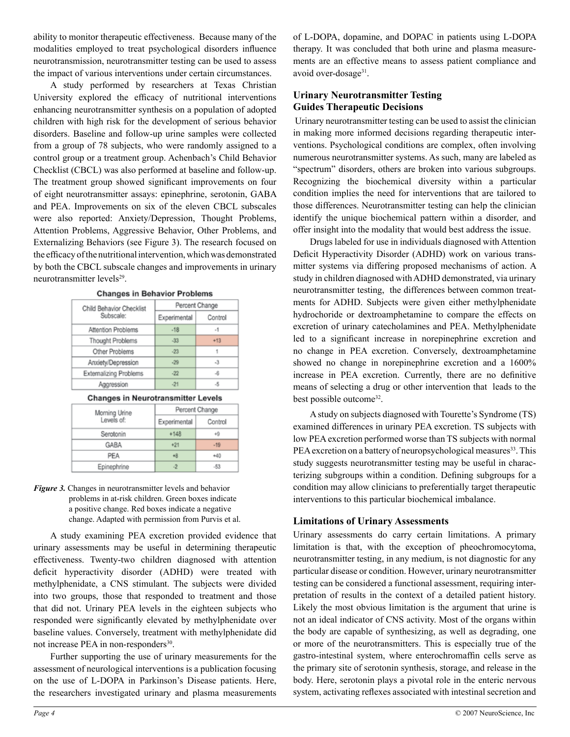ability to monitor therapeutic effectiveness. Because many of the modalities employed to treat psychological disorders influence neurotransmission, neurotransmitter testing can be used to assess the impact of various interventions under certain circumstances.

A study performed by researchers at Texas Christian University explored the efficacy of nutritional interventions enhancing neurotransmitter synthesis on a population of adopted children with high risk for the development of serious behavior disorders. Baseline and follow-up urine samples were collected from a group of 78 subjects, who were randomly assigned to a control group or a treatment group. Achenbach's Child Behavior Checklist (CBCL) was also performed at baseline and follow-up. The treatment group showed significant improvements on four of eight neurotransmitter assays: epinephrine, serotonin, GABA and PEA. Improvements on six of the eleven CBCL subscales were also reported: Anxiety/Depression, Thought Problems, Attention Problems, Aggressive Behavior, Other Problems, and Externalizing Behaviors (see Figure 3). The research focused on the efficacy of the nutritional intervention, which was demonstrated by both the CBCL subscale changes and improvements in urinary neurotransmitter levels[29].

**Changes in Behavior Problems**

| Child Behavior Checklist Subscale: | Percent Change | |
|---|---|---|
| | Experimental | Control |
| Attention Problems | -18 | -1 |
| Thought Problems | -33 | +13 |
| Other Problems | -23 | 1 |
| Anxiety/Depression | -29 | -3 |
| Externalizing Problems | -22 | -6 |
| Aggression | -21 | -5 |

**Changes in Neurotransmitter Levels**

| Morning Urine Levels of: | Percent Change | |
|---|---|---|
| | Experimental | Control |
| Serotonin | +148 | +9 |
| GABA | +21 | -19 |
| PEA | +8 | +40 |
| Epinephrine | -2 | -53 |

*Figure 3.* Changes in neurotransmitter levels and behavior problems in at-risk children. Green boxes indicate a positive change. Red boxes indicate a negative change. Adapted with permission from Purvis et al.

A study examining PEA excretion provided evidence that urinary assessments may be useful in determining therapeutic effectiveness. Twenty-two children diagnosed with attention deficit hyperactivity disorder (ADHD) were treated with methylphenidate, a CNS stimulant. The subjects were divided into two groups, those that responded to treatment and those that did not. Urinary PEA levels in the eighteen subjects who responded were significantly elevated by methylphenidate over baseline values. Conversely, treatment with methylphenidate did not increase PEA in non-responders[30].

Further supporting the use of urinary measurements for the assessment of neurological interventions is a publication focusing on the use of L-DOPA in Parkinson's Disease patients. Here, the researchers investigated urinary and plasma measurements of L-DOPA, dopamine, and DOPAC in patients using L-DOPA therapy. It was concluded that both urine and plasma measurements are an effective means to assess patient compliance and avoid over-dosage[31].

## Urinary Neurotransmitter Testing Guides Therapeutic Decisions

Urinary neurotransmitter testing can be used to assist the clinician in making more informed decisions regarding therapeutic interventions. Psychological conditions are complex, often involving numerous neurotransmitter systems. As such, many are labeled as "spectrum" disorders, others are broken into various subgroups. Recognizing the biochemical diversity within a particular condition implies the need for interventions that are tailored to those differences. Neurotransmitter testing can help the clinician identify the unique biochemical pattern within a disorder, and offer insight into the modality that would best address the issue.

Drugs labeled for use in individuals diagnosed with Attention Deficit Hyperactivity Disorder (ADHD) work on various transmitter systems via differing proposed mechanisms of action. A study in children diagnosed with ADHD demonstrated, via urinary neurotransmitter testing, the differences between common treatments for ADHD. Subjects were given either methylphenidate hydrochoride or dextroamphetamine to compare the effects on excretion of urinary catecholamines and PEA. Methylphenidate led to a significant increase in norepinephrine excretion and no change in PEA excretion. Conversely, dextroamphetamine showed no change in norepinephrine excretion and a 1600% increase in PEA excretion. Currently, there are no definitive means of selecting a drug or other intervention that leads to the best possible outcome[32].

A study on subjects diagnosed with Tourette's Syndrome (TS) examined differences in urinary PEA excretion. TS subjects with low PEA excretion performed worse than TS subjects with normal PEA excretion on a battery of neuropsychological measures[33]. This study suggests neurotransmitter testing may be useful in characterizing subgroups within a condition. Defining subgroups for a condition may allow clinicians to preferentially target therapeutic interventions to this particular biochemical imbalance.

## Limitations of Urinary Assessments

Urinary assessments do carry certain limitations. A primary limitation is that, with the exception of pheochromocytoma, neurotransmitter testing, in any medium, is not diagnostic for any particular disease or condition. However, urinary neurotransmitter testing can be considered a functional assessment, requiring interpretation of results in the context of a detailed patient history. Likely the most obvious limitation is the argument that urine is not an ideal indicator of CNS activity. Most of the organs within the body are capable of synthesizing, as well as degrading, one or more of the neurotransmitters. This is especially true of the gastro-intestinal system, where enterochromaffin cells serve as the primary site of serotonin synthesis, storage, and release in the body. Here, serotonin plays a pivotal role in the enteric nervous system, activating reflexes associated with intestinal secretion and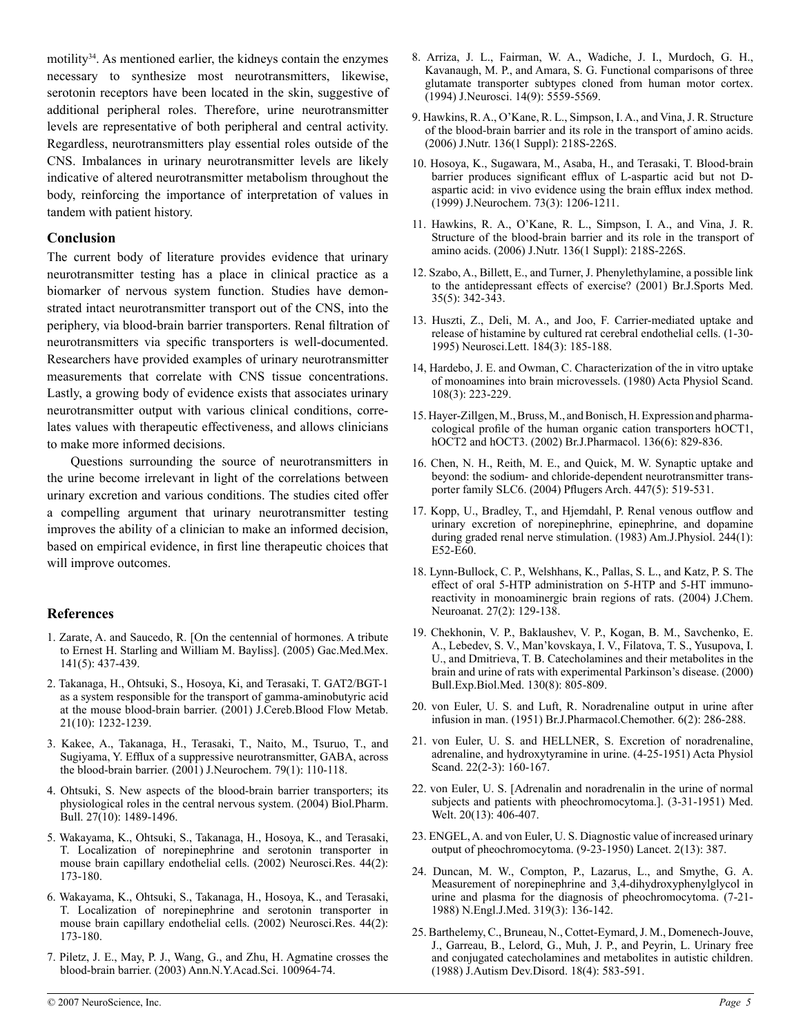motility[34]. As mentioned earlier, the kidneys contain the enzymes necessary to synthesize most neurotransmitters, likewise, serotonin receptors have been located in the skin, suggestive of additional peripheral roles. Therefore, urine neurotransmitter levels are representative of both peripheral and central activity. Regardless, neurotransmitters play essential roles outside of the CNS. Imbalances in urinary neurotransmitter levels are likely indicative of altered neurotransmitter metabolism throughout the body, reinforcing the importance of interpretation of values in tandem with patient history.

## Conclusion

The current body of literature provides evidence that urinary neurotransmitter testing has a place in clinical practice as a biomarker of nervous system function. Studies have demonstrated intact neurotransmitter transport out of the CNS, into the periphery, via blood-brain barrier transporters. Renal filtration of neurotransmitters via specific transporters is well-documented. Researchers have provided examples of urinary neurotransmitter measurements that correlate with CNS tissue concentrations. Lastly, a growing body of evidence exists that associates urinary neurotransmitter output with various clinical conditions, correlates values with therapeutic effectiveness, and allows clinicians to make more informed decisions.

Questions surrounding the source of neurotransmitters in the urine become irrelevant in light of the correlations between urinary excretion and various conditions. The studies cited offer a compelling argument that urinary neurotransmitter testing improves the ability of a clinician to make an informed decision, based on empirical evidence, in first line therapeutic choices that will improve outcomes.

## References

1. Zarate, A. and Saucedo, R. [On the centennial of hormones. A tribute to Ernest H. Starling and William M. Bayliss]. (2005) Gac.Med.Mex. 141(5): 437-439.
2. Takanaga, H., Ohtsuki, S., Hosoya, Ki, and Terasaki, T. GAT2/BGT-1 as a system responsible for the transport of gamma-aminobutyric acid at the mouse blood-brain barrier. (2001) J.Cereb.Blood Flow Metab. 21(10): 1232-1239.
3. Kakee, A., Takanaga, H., Terasaki, T., Naito, M., Tsuruo, T., and Sugiyama, Y. Efflux of a suppressive neurotransmitter, GABA, across the blood-brain barrier. (2001) J.Neurochem. 79(1): 110-118.
4. Ohtsuki, S. New aspects of the blood-brain barrier transporters; its physiological roles in the central nervous system. (2004) Biol.Pharm. Bull. 27(10): 1489-1496.
5. Wakayama, K., Ohtsuki, S., Takanaga, H., Hosoya, K., and Terasaki, T. Localization of norepinephrine and serotonin transporter in mouse brain capillary endothelial cells. (2002) Neurosci.Res. 44(2): 173-180.
6. Wakayama, K., Ohtsuki, S., Takanaga, H., Hosoya, K., and Terasaki, T. Localization of norepinephrine and serotonin transporter in mouse brain capillary endothelial cells. (2002) Neurosci.Res. 44(2): 173-180.
7. Piletz, J. E., May, P. J., Wang, G., and Zhu, H. Agmatine crosses the blood-brain barrier. (2003) Ann.N.Y.Acad.Sci. 100964-74.
8. Arriza, J. L., Fairman, W. A., Wadiche, J. I., Murdoch, G. H., Kavanaugh, M. P., and Amara, S. G. Functional comparisons of three glutamate transporter subtypes cloned from human motor cortex. (1994) J.Neurosci. 14(9): 5559-5569.
9. Hawkins, R. A., O'Kane, R. L., Simpson, I. A., and Vina, J. R. Structure of the blood-brain barrier and its role in the transport of amino acids. (2006) J.Nutr. 136(1 Suppl): 218S-226S.
10. Hosoya, K., Sugawara, M., Asaba, H., and Terasaki, T. Blood-brain barrier produces significant efflux of L-aspartic acid but not D-aspartic acid: in vivo evidence using the brain efflux index method. (1999) J.Neurochem. 73(3): 1206-1211.
11. Hawkins, R. A., O'Kane, R. L., Simpson, I. A., and Vina, J. R. Structure of the blood-brain barrier and its role in the transport of amino acids. (2006) J.Nutr. 136(1 Suppl): 218S-226S.
12. Szabo, A., Billett, E., and Turner, J. Phenylethylamine, a possible link to the antidepressant effects of exercise? (2001) Br.J.Sports Med. 35(5): 342-343.
13. Huszti, Z., Deli, M. A., and Joo, F. Carrier-mediated uptake and release of histamine by cultured rat cerebral endothelial cells. (1-30-1995) Neurosci.Lett. 184(3): 185-188.
14. Hardebo, J. E. and Owman, C. Characterization of the in vitro uptake of monoamines into brain microvessels. (1980) Acta Physiol Scand. 108(3): 223-229.
15. Hayer-Zillgen, M., Bruss, M., and Bonisch, H. Expression and pharmacological profile of the human organic cation transporters hOCT1, hOCT2 and hOCT3. (2002) Br.J.Pharmacol. 136(6): 829-836.
16. Chen, N. H., Reith, M. E., and Quick, M. W. Synaptic uptake and beyond: the sodium- and chloride-dependent neurotransmitter transporter family SLC6. (2004) Pflugers Arch. 447(5): 519-531.
17. Kopp, U., Bradley, T., and Hjemdahl, P. Renal venous outflow and urinary excretion of norepinephrine, epinephrine, and dopamine during graded renal nerve stimulation. (1983) Am.J.Physiol. 244(1): E52-E60.
18. Lynn-Bullock, C. P., Welshhans, K., Pallas, S. L., and Katz, P. S. The effect of oral 5-HTP administration on 5-HTP and 5-HT immunoreactivity in monoaminergic brain regions of rats. (2004) J.Chem. Neuroanat. 27(2): 129-138.
19. Chekhonin, V. P., Baklaushev, V. P., Kogan, B. M., Savchenko, E. A., Lebedev, S. V., Man'kovskaya, I. V., Filatova, T. S., Yusupova, I. U., and Dmitrieva, T. B. Catecholamines and their metabolites in the brain and urine of rats with experimental Parkinson's disease. (2000) Bull.Exp.Biol.Med. 130(8): 805-809.
20. von Euler, U. S. and Luft, R. Noradrenaline output in urine after infusion in man. (1951) Br.J.Pharmacol.Chemother. 6(2): 286-288.
21. von Euler, U. S. and HELLNER, S. Excretion of noradrenaline, adrenaline, and hydroxytyramine in urine. (4-25-1951) Acta Physiol Scand. 22(2-3): 160-167.
22. von Euler, U. S. [Adrenalin and noradrenalin in the urine of normal subjects and patients with pheochromocytoma.]. (3-31-1951) Med. Welt. 20(13): 406-407.
23. ENGEL, A. and von Euler, U. S. Diagnostic value of increased urinary output of pheochromocytoma. (9-23-1950) Lancet. 2(13): 387.
24. Duncan, M. W., Compton, P., Lazarus, L., and Smythe, G. A. Measurement of norepinephrine and 3,4-dihydroxyphenylglycol in urine and plasma for the diagnosis of pheochromocytoma. (7-21-1988) N.Engl.J.Med. 319(3): 136-142.
25. Barthelemy, C., Bruneau, N., Cottet-Eymard, J. M., Domenech-Jouve, J., Garreau, B., Lelord, G., Muh, J. P., and Peyrin, L. Urinary free and conjugated catecholamines and metabolites in autistic children. (1988) J.Autism Dev.Disord. 18(4): 583-591.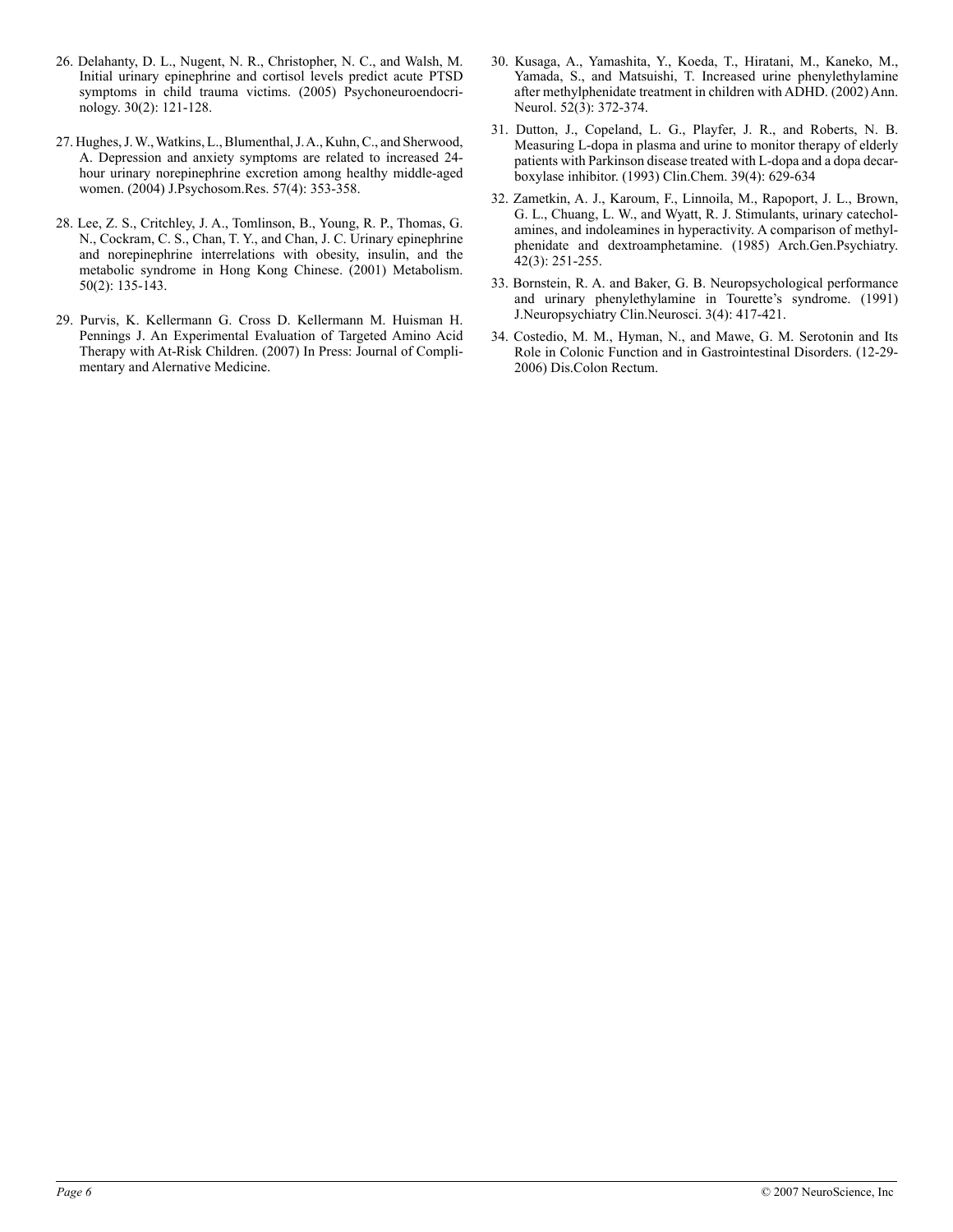26. Delahanty, D. L., Nugent, N. R., Christopher, N. C., and Walsh, M. Initial urinary epinephrine and cortisol levels predict acute PTSD symptoms in child trauma victims. (2005) Psychoneuroendocrinology. 30(2): 121-128.

27. Hughes, J. W., Watkins, L., Blumenthal, J. A., Kuhn, C., and Sherwood, A. Depression and anxiety symptoms are related to increased 24-hour urinary norepinephrine excretion among healthy middle-aged women. (2004) J.Psychosom.Res. 57(4): 353-358.

28. Lee, Z. S., Critchley, J. A., Tomlinson, B., Young, R. P., Thomas, G. N., Cockram, C. S., Chan, T. Y., and Chan, J. C. Urinary epinephrine and norepinephrine interrelations with obesity, insulin, and the metabolic syndrome in Hong Kong Chinese. (2001) Metabolism. 50(2): 135-143.

29. Purvis, K. Kellermann G. Cross D. Kellermann M. Huisman H. Pennings J. An Experimental Evaluation of Targeted Amino Acid Therapy with At-Risk Children. (2007) In Press: Journal of Complimentary and Alernative Medicine.

30. Kusaga, A., Yamashita, Y., Koeda, T., Hiratani, M., Kaneko, M., Yamada, S., and Matsuishi, T. Increased urine phenylethylamine after methylphenidate treatment in children with ADHD. (2002) Ann. Neurol. 52(3): 372-374.

31. Dutton, J., Copeland, L. G., Playfer, J. R., and Roberts, N. B. Measuring L-dopa in plasma and urine to monitor therapy of elderly patients with Parkinson disease treated with L-dopa and a dopa decarboxylase inhibitor. (1993) Clin.Chem. 39(4): 629-634

32. Zametkin, A. J., Karoum, F., Linnoila, M., Rapoport, J. L., Brown, G. L., Chuang, L. W., and Wyatt, R. J. Stimulants, urinary catecholamines, and indoleamines in hyperactivity. A comparison of methylphenidate and dextroamphetamine. (1985) Arch.Gen.Psychiatry. 42(3): 251-255.

33. Bornstein, R. A. and Baker, G. B. Neuropsychological performance and urinary phenylethylamine in Tourette's syndrome. (1991) J.Neuropsychiatry Clin.Neurosci. 3(4): 417-421.

34. Costedio, M. M., Hyman, N., and Mawe, G. M. Serotonin and Its Role in Colonic Function and in Gastrointestinal Disorders. (12-29-2006) Dis.Colon Rectum.